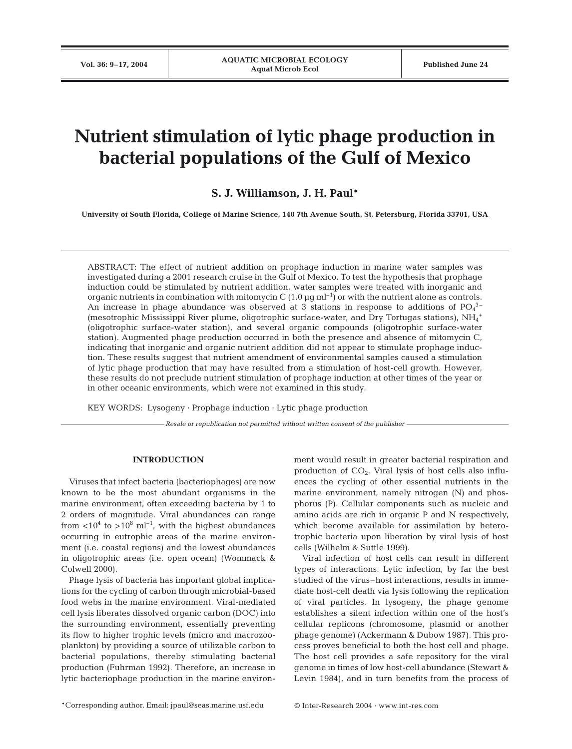# Nutrient stimulation of lytic phage production in bacterial populations of the Gulf of Mexico

**S. J. Williamson, J. H. Paul***

**University of South Florida, College of Marine Science, 140 7th Avenue South, St. Petersburg, Florida 33701, USA**

ABSTRACT: The effect of nutrient addition on prophage induction in marine water samples was investigated during a 2001 research cruise in the Gulf of Mexico. To test the hypothesis that prophage induction could be stimulated by nutrient addition, water samples were treated with inorganic and organic nutrients in combination with mitomycin C (1.0 µg $ml^{-1}$) or with the nutrient alone as controls. An increase in phage abundance was observed at 3 stations in response to additions of $PO_4^{3-}$ (mesotrophic Mississippi River plume, oligotrophic surface-water, and Dry Tortugas stations), $NH_4^+$ (oligotrophic surface-water station), and several organic compounds (oligotrophic surface-water station). Augmented phage production occurred in both the presence and absence of mitomycin C, indicating that inorganic and organic nutrient addition did not appear to stimulate prophage induction. These results suggest that nutrient amendment of environmental samples caused a stimulation of lytic phage production that may have resulted from a stimulation of host-cell growth. However, these results do not preclude nutrient stimulation of prophage induction at other times of the year or in other oceanic environments, which were not examined in this study.

KEY WORDS: Lysogeny · Prophage induction · Lytic phage production

*Resale or republication not permitted without written consent of the publisher*

## INTRODUCTION

Viruses that infect bacteria (bacteriophages) are now known to be the most abundant organisms in the marine environment, often exceeding bacteria by 1 to 2 orders of magnitude. Viral abundances can range from $<10^4$ to $>10^8$ $ml^{-1}$, with the highest abundances occurring in eutrophic areas of the marine environment (i.e. coastal regions) and the lowest abundances in oligotrophic areas (i.e. open ocean) (Wommack & Colwell 2000).

Phage lysis of bacteria has important global implications for the cycling of carbon through microbial-based food webs in the marine environment. Viral-mediated cell lysis liberates dissolved organic carbon (DOC) into the surrounding environment, essentially preventing its flow to higher trophic levels (micro and macrozooplankton) by providing a source of utilizable carbon to bacterial populations, thereby stimulating bacterial production (Fuhrman 1992). Therefore, an increase in lytic bacteriophage production in the marine environment would result in greater bacterial respiration and production of $CO_2$. Viral lysis of host cells also influences the cycling of other essential nutrients in the marine environment, namely nitrogen (N) and phosphorus (P). Cellular components such as nucleic and amino acids are rich in organic P and N respectively, which become available for assimilation by heterotrophic bacteria upon liberation by viral lysis of host cells (Wilhelm & Suttle 1999).

Viral infection of host cells can result in different types of interactions. Lytic infection, by far the best studied of the virus–host interactions, results in immediate host-cell death via lysis following the replication of viral particles. In lysogeny, the phage genome establishes a silent infection within one of the host's cellular replicons (chromosome, plasmid or another phage genome) (Ackermann & Dubow 1987). This process proves beneficial to both the host cell and phage. The host cell provides a safe repository for the viral genome in times of low host-cell abundance (Stewart & Levin 1984), and in turn benefits from the process of

*Corresponding author. Email: jpaul@seas.marine.usf.edu

© Inter-Research 2004 · www.int-res.com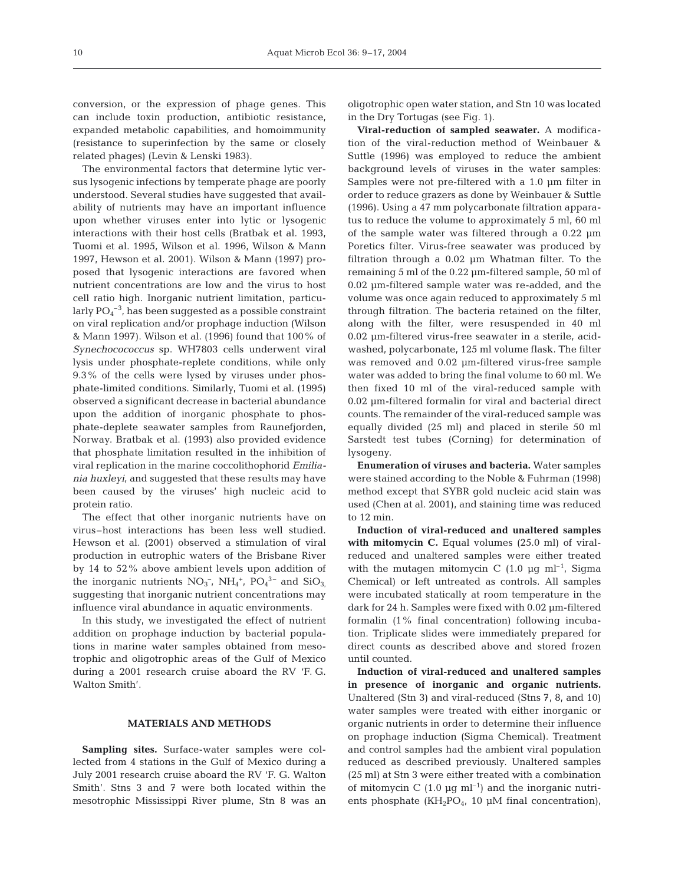conversion, or the expression of phage genes. This can include toxin production, antibiotic resistance, expanded metabolic capabilities, and homoimmunity (resistance to superinfection by the same or closely related phages) (Levin & Lenski 1983).

The environmental factors that determine lytic versus lysogenic infections by temperate phage are poorly understood. Several studies have suggested that availability of nutrients may have an important influence upon whether viruses enter into lytic or lysogenic interactions with their host cells (Bratbak et al. 1993, Tuomi et al. 1995, Wilson et al. 1996, Wilson & Mann 1997, Hewson et al. 2001). Wilson & Mann (1997) proposed that lysogenic interactions are favored when nutrient concentrations are low and the virus to host cell ratio high. Inorganic nutrient limitation, particularly $PO_4^{-3}$, has been suggested as a possible constraint on viral replication and/or prophage induction (Wilson & Mann 1997). Wilson et al. (1996) found that 100% of *Synechocococcus* sp. WH7803 cells underwent viral lysis under phosphate-replete conditions, while only 9.3% of the cells were lysed by viruses under phosphate-limited conditions. Similarly, Tuomi et al. (1995) observed a significant decrease in bacterial abundance upon the addition of inorganic phosphate to phosphate-deplete seawater samples from Raunefjorden, Norway. Bratbak et al. (1993) also provided evidence that phosphate limitation resulted in the inhibition of viral replication in the marine coccolithophorid *Emiliania huxleyi*, and suggested that these results may have been caused by the viruses' high nucleic acid to protein ratio.

The effect that other inorganic nutrients have on virus–host interactions has been less well studied. Hewson et al. (2001) observed a stimulation of viral production in eutrophic waters of the Brisbane River by 14 to 52% above ambient levels upon addition of the inorganic nutrients $NO_3^-$, $NH_4^+$, $PO_4^{3-}$ and $SiO_3$, suggesting that inorganic nutrient concentrations may influence viral abundance in aquatic environments.

In this study, we investigated the effect of nutrient addition on prophage induction by bacterial populations in marine water samples obtained from mesotrophic and oligotrophic areas of the Gulf of Mexico during a 2001 research cruise aboard the RV 'F. G. Walton Smith'.

## MATERIALS AND METHODS

**Sampling sites.** Surface-water samples were collected from 4 stations in the Gulf of Mexico during a July 2001 research cruise aboard the RV 'F. G. Walton Smith'. Stns 3 and 7 were both located within the mesotrophic Mississippi River plume, Stn 8 was an oligotrophic open water station, and Stn 10 was located in the Dry Tortugas (see Fig. 1).

**Viral-reduction of sampled seawater.** A modification of the viral-reduction method of Weinbauer & Suttle (1996) was employed to reduce the ambient background levels of viruses in the water samples: Samples were not pre-filtered with a 1.0 µm filter in order to reduce grazers as done by Weinbauer & Suttle (1996). Using a 47 mm polycarbonate filtration apparatus to reduce the volume to approximately 5 ml, 60 ml of the sample water was filtered through a 0.22 µm Poretics filter. Virus-free seawater was produced by filtration through a 0.02 µm Whatman filter. To the remaining 5 ml of the 0.22 µm-filtered sample, 50 ml of 0.02 µm-filtered sample water was re-added, and the volume was once again reduced to approximately 5 ml through filtration. The bacteria retained on the filter, along with the filter, were resuspended in 40 ml 0.02 µm-filtered virus-free seawater in a sterile, acid-washed, polycarbonate, 125 ml volume flask. The filter was removed and 0.02 µm-filtered virus-free sample water was added to bring the final volume to 60 ml. We then fixed 10 ml of the viral-reduced sample with 0.02 µm-filtered formalin for viral and bacterial direct counts. The remainder of the viral-reduced sample was equally divided (25 ml) and placed in sterile 50 ml Sarstedt test tubes (Corning) for determination of lysogeny.

**Enumeration of viruses and bacteria.** Water samples were stained according to the Noble & Fuhrman (1998) method except that SYBR gold nucleic acid stain was used (Chen at al. 2001), and staining time was reduced to 12 min.

**Induction of viral-reduced and unaltered samples with mitomycin C.** Equal volumes (25.0 ml) of viral-reduced and unaltered samples were either treated with the mutagen mitomycin C (1.0 µg $ml^{-1}$, Sigma Chemical) or left untreated as controls. All samples were incubated statically at room temperature in the dark for 24 h. Samples were fixed with 0.02 µm-filtered formalin (1% final concentration) following incubation. Triplicate slides were immediately prepared for direct counts as described above and stored frozen until counted.

**Induction of viral-reduced and unaltered samples in presence of inorganic and organic nutrients.** Unaltered (Stn 3) and viral-reduced (Stns 7, 8, and 10) water samples were treated with either inorganic or organic nutrients in order to determine their influence on prophage induction (Sigma Chemical). Treatment and control samples had the ambient viral population reduced as described previously. Unaltered samples (25 ml) at Stn 3 were either treated with a combination of mitomycin C (1.0 µg $ml^{-1}$) and the inorganic nutrients phosphate ($KH_2PO_4$, 10 µM final concentration),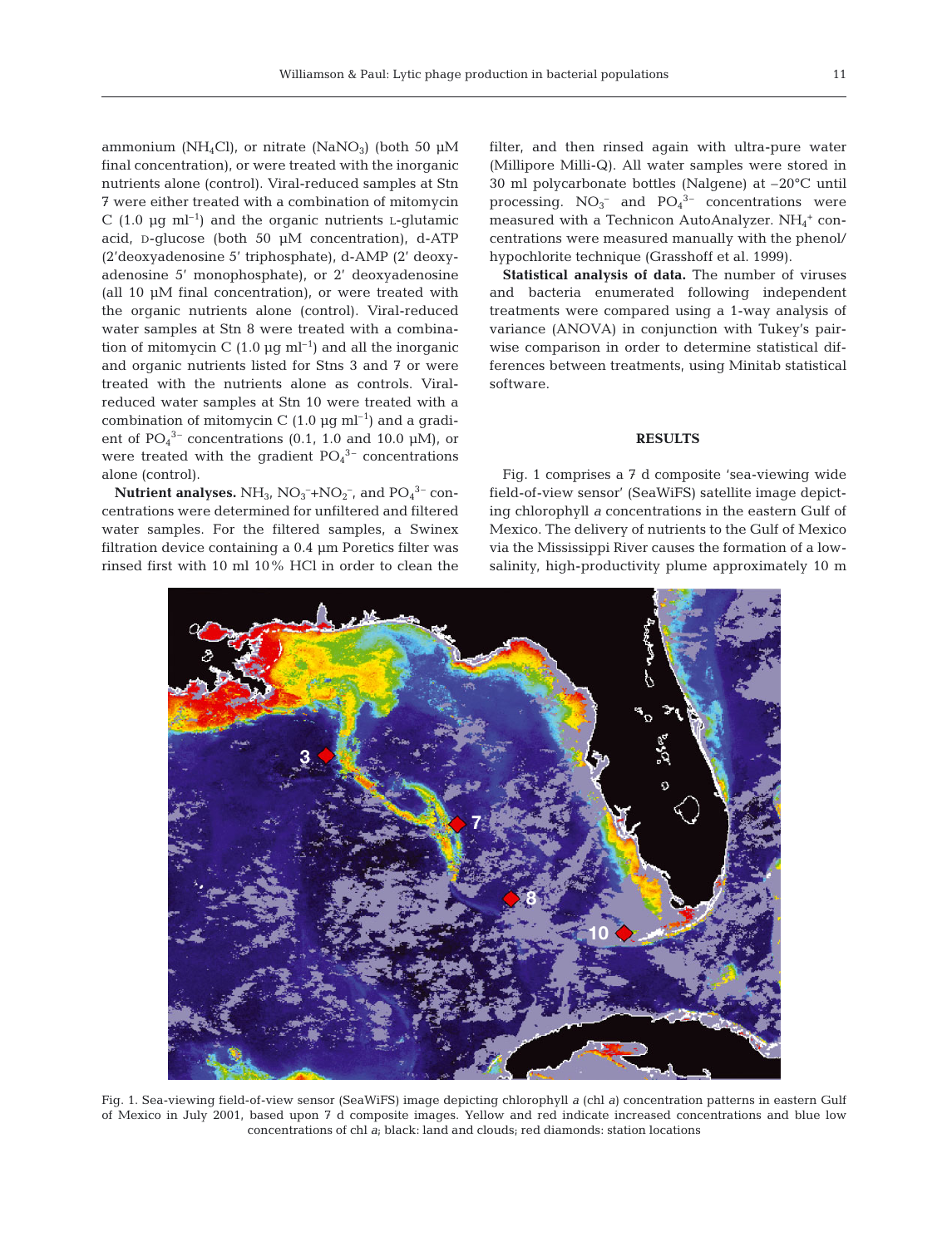ammonium ($NH_4Cl$), or nitrate ($NaNO_3$) (both 50 µM final concentration), or were treated with the inorganic nutrients alone (control). Viral-reduced samples at Stn 7 were either treated with a combination of mitomycin C (1.0 µg $ml^{-1}$) and the organic nutrients L-glutamic acid, D-glucose (both 50 µM concentration), d-ATP (2′deoxyadenosine 5′ triphosphate), d-AMP (2′ deoxyadenosine 5′ monophosphate), or 2′ deoxyadenosine (all 10 µM final concentration), or were treated with the organic nutrients alone (control). Viral-reduced water samples at Stn 8 were treated with a combination of mitomycin C (1.0 µg $ml^{-1}$) and all the inorganic and organic nutrients listed for Stns 3 and 7 or were treated with the nutrients alone as controls. Viral-reduced water samples at Stn 10 were treated with a combination of mitomycin C (1.0 µg $ml^{-1}$) and a gradient of $PO_4^{3-}$ concentrations (0.1, 1.0 and 10.0 µM), or were treated with the gradient $PO_4^{3-}$ concentrations alone (control).

**Nutrient analyses.** $NH_3$, $NO_3^-$+$NO_2^-$, and $PO_4^{3-}$ concentrations were determined for unfiltered and filtered water samples. For the filtered samples, a Swinex filtration device containing a 0.4 µm Poretics filter was rinsed first with 10 ml 10% HCl in order to clean the filter, and then rinsed again with ultra-pure water (Millipore Milli-Q). All water samples were stored in 30 ml polycarbonate bottles (Nalgene) at –20°C until processing. $NO_3^-$ and $PO_4^{3-}$ concentrations were measured with a Technicon AutoAnalyzer. $NH_4^+$ concentrations were measured manually with the phenol/hypochlorite technique (Grasshoff et al. 1999).

**Statistical analysis of data.** The number of viruses and bacteria enumerated following independent treatments were compared using a 1-way analysis of variance (ANOVA) in conjunction with Tukey's pairwise comparison in order to determine statistical differences between treatments, using Minitab statistical software.

## RESULTS

Fig. 1 comprises a 7 d composite 'sea-viewing wide field-of-view sensor' (SeaWiFS) satellite image depicting chlorophyll *a* concentrations in the eastern Gulf of Mexico. The delivery of nutrients to the Gulf of Mexico via the Mississippi River causes the formation of a low-salinity, high-productivity plume approximately 10 m

Fig. 1. Sea-viewing field-of-view sensor (SeaWiFS) image depicting chlorophyll *a* (chl *a*) concentration patterns in eastern Gulf of Mexico in July 2001, based upon 7 d composite images. Yellow and red indicate increased concentrations and blue low concentrations of chl *a*; black: land and clouds; red diamonds: station locations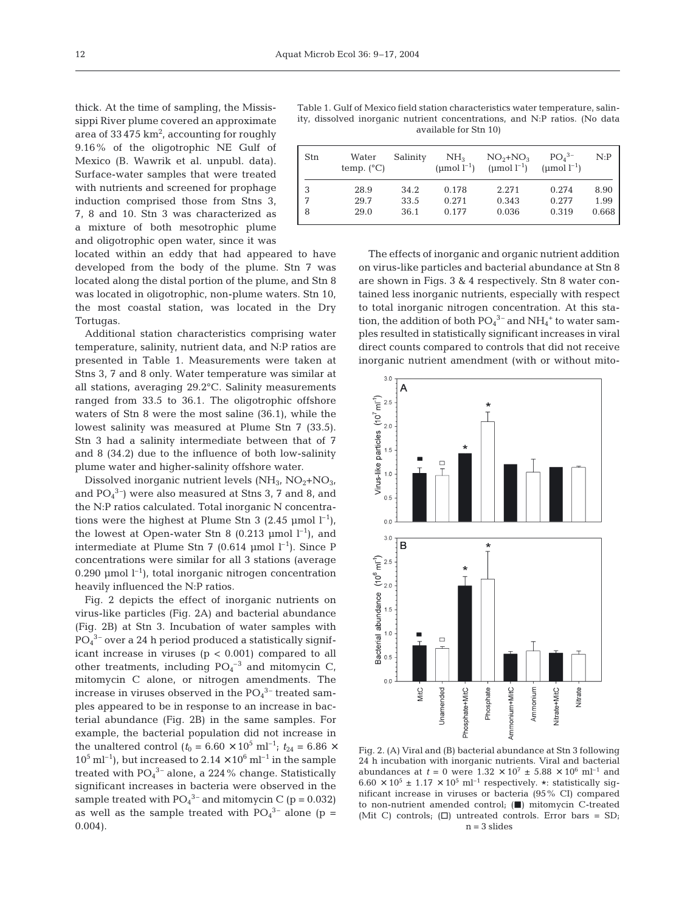thick. At the time of sampling, the Mississippi River plume covered an approximate area of 33 475 km$^2$, accounting for roughly 9.16% of the oligotrophic NE Gulf of Mexico (B. Wawrik et al. unpubl. data). Surface-water samples that were treated with nutrients and screened for prophage induction comprised those from Stns 3, 7, 8 and 10. Stn 3 was characterized as a mixture of both mesotrophic plume and oligotrophic open water, since it was located within an eddy that had appeared to have developed from the body of the plume. Stn 7 was located along the distal portion of the plume, and Stn 8 was located in oligotrophic, non-plume waters. Stn 10, the most coastal station, was located in the Dry Tortugas.

Table 1. Gulf of Mexico field station characteristics water temperature, salinity, dissolved inorganic nutrient concentrations, and N:P ratios. (No data available for Stn 10)

| Stn | Water temp. (°C) | Salinity | $NH_3$ (µmol $l^{-1}$) | $NO_2$+$NO_3$ (µmol $l^{-1}$) | $PO_4^{3-}$ (µmol $l^{-1}$) | N:P |
|---|---|---|---|---|---|---|
| 3 | 28.9 | 34.2 | 0.178 | 2.271 | 0.274 | 8.90 |
| 7 | 29.7 | 33.5 | 0.271 | 0.343 | 0.277 | 1.99 |
| 8 | 29.0 | 36.1 | 0.177 | 0.036 | 0.319 | 0.668 |

Additional station characteristics comprising water temperature, salinity, nutrient data, and N:P ratios are presented in Table 1. Measurements were taken at Stns 3, 7 and 8 only. Water temperature was similar at all stations, averaging 29.2°C. Salinity measurements ranged from 33.5 to 36.1. The oligotrophic offshore waters of Stn 8 were the most saline (36.1), while the lowest salinity was measured at Plume Stn 7 (33.5). Stn 3 had a salinity intermediate between that of 7 and 8 (34.2) due to the influence of both low-salinity plume water and higher-salinity offshore water.

Dissolved inorganic nutrient levels ($NH_3$, $NO_2$+$NO_3$, and $PO_4^{3-}$) were also measured at Stns 3, 7 and 8, and the N:P ratios calculated. Total inorganic N concentrations were the highest at Plume Stn 3 (2.45 µmol $l^{-1}$), the lowest at Open-water Stn 8 (0.213 µmol $l^{-1}$), and intermediate at Plume Stn 7 (0.614 µmol $l^{-1}$). Since P concentrations were similar for all 3 stations (average 0.290 µmol $l^{-1}$), total inorganic nitrogen concentration heavily influenced the N:P ratios.

Fig. 2 depicts the effect of inorganic nutrients on virus-like particles (Fig. 2A) and bacterial abundance (Fig. 2B) at Stn 3. Incubation of water samples with $PO_4^{3-}$ over a 24 h period produced a statistically significant increase in viruses ($p < 0.001$) compared to all other treatments, including $PO_4^{-3}$ and mitomycin C, mitomycin C alone, or nitrogen amendments. The increase in viruses observed in the $PO_4^{3-}$ treated samples appeared to be in response to an increase in bacterial abundance (Fig. 2B) in the same samples. For example, the bacterial population did not increase in the unaltered control ($t_0$ = 6.60 × $10^5$ ml$^{-1}$; $t_{24}$ = 6.86 × $10^5$ ml$^{-1}$), but increased to 2.14 × $10^6$ ml$^{-1}$ in the sample treated with $PO_4^{3-}$ alone, a 224% change. Statistically significant increases in bacteria were observed in the sample treated with $PO_4^{3-}$ and mitomycin C ($p = 0.032$) as well as the sample treated with $PO_4^{3-}$ alone ($p = 0.004$).

The effects of inorganic and organic nutrient addition on virus-like particles and bacterial abundance at Stn 8 are shown in Figs. 3 & 4 respectively. Stn 8 water contained less inorganic nutrients, especially with respect to total inorganic nitrogen concentration. At this station, the addition of both $PO_4^{3-}$ and $NH_4^+$ to water samples resulted in statistically significant increases in viral direct counts compared to controls that did not receive inorganic nutrient amendment (with or without mito-

Fig. 2. (A) Viral and (B) bacterial abundance at Stn 3 following 24 h incubation with inorganic nutrients. Viral and bacterial abundances at $t$ = 0 were 1.32 × $10^7$ ± 5.88 × $10^6$ ml$^{-1}$ and 6.60 × $10^5$ ± 1.17 × $10^5$ ml$^{-1}$ respectively. ⋆: statistically significant increase in viruses or bacteria (95% CI) compared to non-nutrient amended control; (■) mitomycin C-treated (Mit C) controls; (□) untreated controls. Error bars = SD; n = 3 slides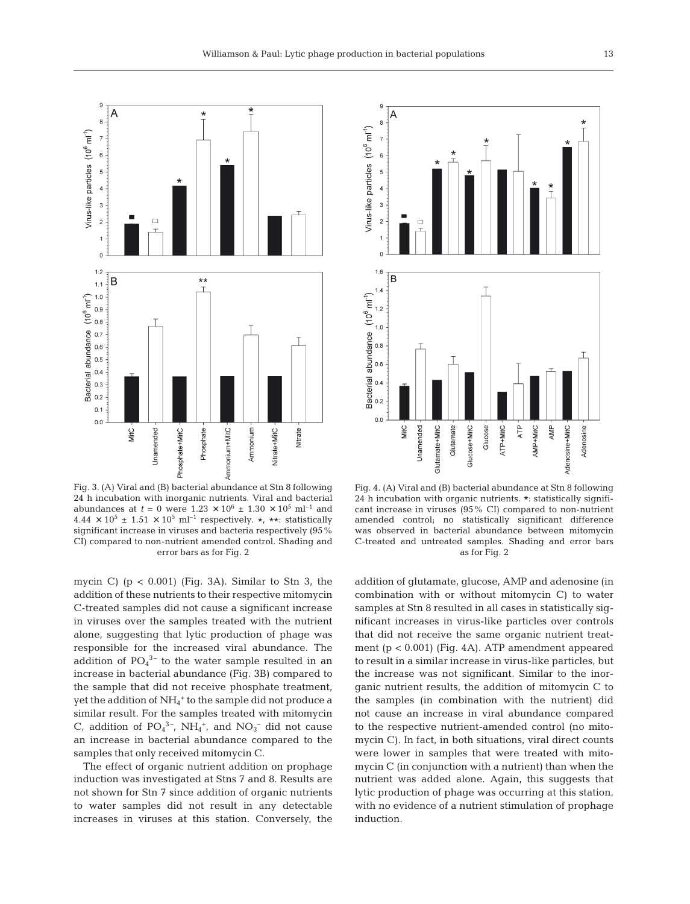Fig. 3. (A) Viral and (B) bacterial abundance at Stn 8 following 24 h incubation with inorganic nutrients. Viral and bacterial abundances at $t = 0$ were $1.23 \times 10^6 \pm 1.30 \times 10^5$ ml$^{-1}$ and $4.44 \times 10^5 \pm 1.51 \times 10^5$ ml$^{-1}$ respectively. *, **: statistically significant increase in viruses and bacteria respectively (95% CI) compared to non-nutrient amended control. Shading and error bars as for Fig. 2

Fig. 4. (A) Viral and (B) bacterial abundance at Stn 8 following 24 h incubation with organic nutrients. *: statistically significant increase in viruses (95% CI) compared to non-nutrient amended control; no statistically significant difference was observed in bacterial abundance between mitomycin C-treated and untreated samples. Shading and error bars as for Fig. 2

mycin C) ($p < 0.001$) (Fig. 3A). Similar to Stn 3, the addition of these nutrients to their respective mitomycin C-treated samples did not cause a significant increase in viruses over the samples treated with the nutrient alone, suggesting that lytic production of phage was responsible for the increased viral abundance. The addition of $PO_4^{3-}$ to the water sample resulted in an increase in bacterial abundance (Fig. 3B) compared to the sample that did not receive phosphate treatment, yet the addition of $NH_4^+$ to the sample did not produce a similar result. For the samples treated with mitomycin C, addition of $PO_4^{3-}$, $NH_4^+$, and $NO_3^-$ did not cause an increase in bacterial abundance compared to the samples that only received mitomycin C.

The effect of organic nutrient addition on prophage induction was investigated at Stns 7 and 8. Results are not shown for Stn 7 since addition of organic nutrients to water samples did not result in any detectable increases in viruses at this station. Conversely, the addition of glutamate, glucose, AMP and adenosine (in combination with or without mitomycin C) to water samples at Stn 8 resulted in all cases in statistically significant increases in virus-like particles over controls that did not receive the same organic nutrient treatment ($p < 0.001$) (Fig. 4A). ATP amendment appeared to result in a similar increase in virus-like particles, but the increase was not significant. Similar to the inorganic nutrient results, the addition of mitomycin C to the samples (in combination with the nutrient) did not cause an increase in viral abundance compared to the respective nutrient-amended control (no mitomycin C). In fact, in both situations, viral direct counts were lower in samples that were treated with mitomycin C (in conjunction with a nutrient) than when the nutrient was added alone. Again, this suggests that lytic production of phage was occurring at this station, with no evidence of a nutrient stimulation of prophage induction.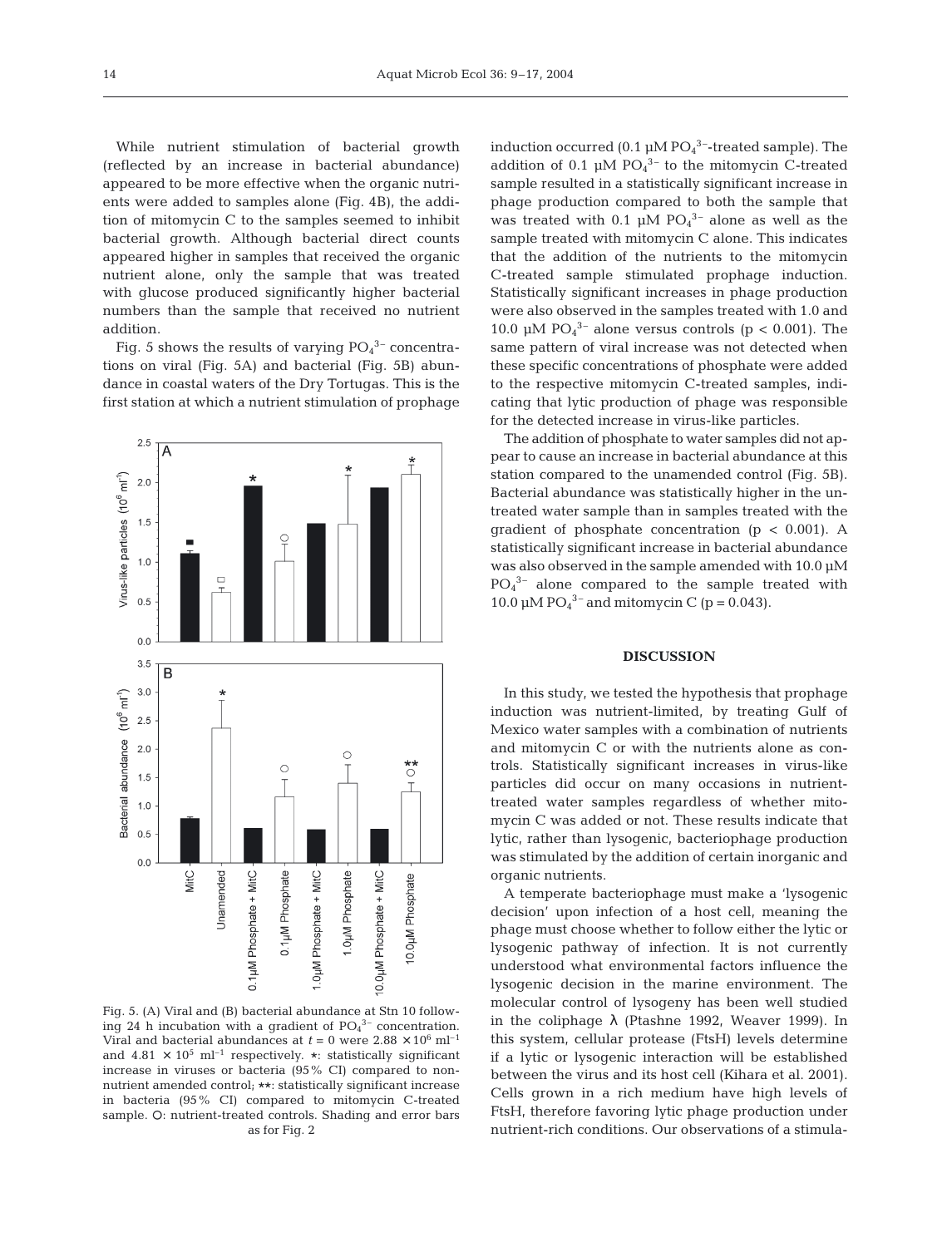While nutrient stimulation of bacterial growth (reflected by an increase in bacterial abundance) appeared to be more effective when the organic nutrients were added to samples alone (Fig. 4B), the addition of mitomycin C to the samples seemed to inhibit bacterial growth. Although bacterial direct counts appeared higher in samples that received the organic nutrient alone, only the sample that was treated with glucose produced significantly higher bacterial numbers than the sample that received no nutrient addition.

Fig. 5 shows the results of varying $PO_4^{3-}$ concentrations on viral (Fig. 5A) and bacterial (Fig. 5B) abundance in coastal waters of the Dry Tortugas. This is the first station at which a nutrient stimulation of prophage induction occurred (0.1 µM $PO_4^{3-}$-treated sample). The addition of 0.1 µM $PO_4^{3-}$ to the mitomycin C-treated sample resulted in a statistically significant increase in phage production compared to both the sample that was treated with 0.1 µM $PO_4^{3-}$ alone as well as the sample treated with mitomycin C alone. This indicates that the addition of the nutrients to the mitomycin C-treated sample stimulated prophage induction. Statistically significant increases in phage production were also observed in the samples treated with 1.0 and 10.0 µM $PO_4^{3-}$ alone versus controls ($p < 0.001$). The same pattern of viral increase was not detected when these specific concentrations of phosphate were added to the respective mitomycin C-treated samples, indicating that lytic production of phage was responsible for the detected increase in virus-like particles.

Fig. 5. (A) Viral and (B) bacterial abundance at Stn 10 following 24 h incubation with a gradient of $PO_4^{3-}$ concentration. Viral and bacterial abundances at $t = 0$ were $2.88 \times 10^6$ ml$^{-1}$ and $4.81 \times 10^5$ ml$^{-1}$ respectively. *: statistically significant increase in viruses or bacteria (95% CI) compared to non-nutrient amended control; **: statistically significant increase in bacteria (95% CI) compared to mitomycin C-treated sample. ○: nutrient-treated controls. Shading and error bars as for Fig. 2

The addition of phosphate to water samples did not appear to cause an increase in bacterial abundance at this station compared to the unamended control (Fig. 5B). Bacterial abundance was statistically higher in the untreated water sample than in samples treated with the gradient of phosphate concentration ($p < 0.001$). A statistically significant increase in bacterial abundance was also observed in the sample amended with 10.0 µM $PO_4^{3-}$ alone compared to the sample treated with 10.0 µM $PO_4^{3-}$ and mitomycin C ($p = 0.043$).

## DISCUSSION

In this study, we tested the hypothesis that prophage induction was nutrient-limited, by treating Gulf of Mexico water samples with a combination of nutrients and mitomycin C or with the nutrients alone as controls. Statistically significant increases in virus-like particles did occur on many occasions in nutrient-treated water samples regardless of whether mitomycin C was added or not. These results indicate that lytic, rather than lysogenic, bacteriophage production was stimulated by the addition of certain inorganic and organic nutrients.

A temperate bacteriophage must make a 'lysogenic decision' upon infection of a host cell, meaning the phage must choose whether to follow either the lytic or lysogenic pathway of infection. It is not currently understood what environmental factors influence the lysogenic decision in the marine environment. The molecular control of lysogeny has been well studied in the coliphage λ (Ptashne 1992, Weaver 1999). In this system, cellular protease (FtsH) levels determine if a lytic or lysogenic interaction will be established between the virus and its host cell (Kihara et al. 2001). Cells grown in a rich medium have high levels of FtsH, therefore favoring lytic phage production under nutrient-rich conditions. Our observations of a stimula-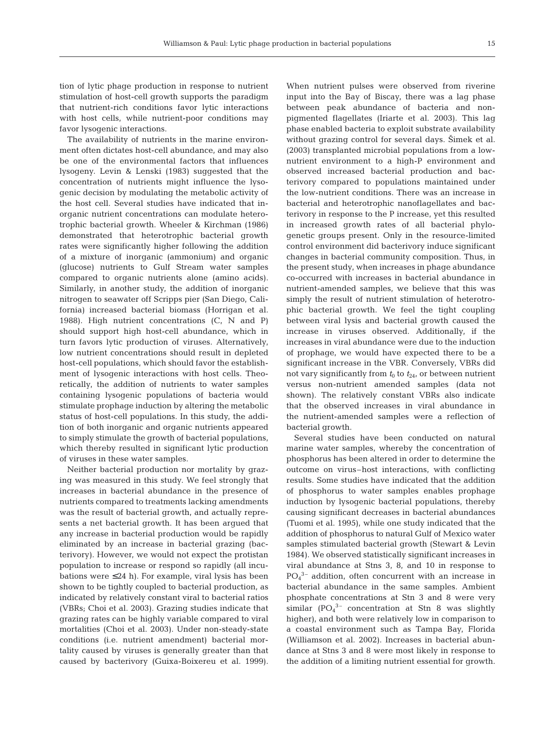tion of lytic phage production in response to nutrient stimulation of host-cell growth supports the paradigm that nutrient-rich conditions favor lytic interactions with host cells, while nutrient-poor conditions may favor lysogenic interactions.

The availability of nutrients in the marine environment often dictates host-cell abundance, and may also be one of the environmental factors that influences lysogeny. Levin & Lenski (1983) suggested that the concentration of nutrients might influence the lysogenic decision by modulating the metabolic activity of the host cell. Several studies have indicated that inorganic nutrient concentrations can modulate heterotrophic bacterial growth. Wheeler & Kirchman (1986) demonstrated that heterotrophic bacterial growth rates were significantly higher following the addition of a mixture of inorganic (ammonium) and organic (glucose) nutrients to Gulf Stream water samples compared to organic nutrients alone (amino acids). Similarly, in another study, the addition of inorganic nitrogen to seawater off Scripps pier (San Diego, California) increased bacterial biomass (Horrigan et al. 1988). High nutrient concentrations (C, N and P) should support high host-cell abundance, which in turn favors lytic production of viruses. Alternatively, low nutrient concentrations should result in depleted host-cell populations, which should favor the establishment of lysogenic interactions with host cells. Theoretically, the addition of nutrients to water samples containing lysogenic populations of bacteria would stimulate prophage induction by altering the metabolic status of host-cell populations. In this study, the addition of both inorganic and organic nutrients appeared to simply stimulate the growth of bacterial populations, which thereby resulted in significant lytic production of viruses in these water samples.

Neither bacterial production nor mortality by grazing was measured in this study. We feel strongly that increases in bacterial abundance in the presence of nutrients compared to treatments lacking amendments was the result of bacterial growth, and actually represents a net bacterial growth. It has been argued that any increase in bacterial production would be rapidly eliminated by an increase in bacterial grazing (bacterivory). However, we would not expect the protistan population to increase or respond so rapidly (all incubations were ≤24 h). For example, viral lysis has been shown to be tightly coupled to bacterial production, as indicated by relatively constant viral to bacterial ratios (VBRs; Choi et al. 2003). Grazing studies indicate that grazing rates can be highly variable compared to viral mortalities (Choi et al. 2003). Under non-steady-state conditions (i.e. nutrient amendment) bacterial mortality caused by viruses is generally greater than that caused by bacterivory (Guixa-Boixereu et al. 1999). When nutrient pulses were observed from riverine input into the Bay of Biscay, there was a lag phase between peak abundance of bacteria and non-pigmented flagellates (Iriarte et al. 2003). This lag phase enabled bacteria to exploit substrate availability without grazing control for several days. Šimek et al. (2003) transplanted microbial populations from a low-nutrient environment to a high-P environment and observed increased bacterial production and bacterivory compared to populations maintained under the low-nutrient conditions. There was an increase in bacterial and heterotrophic nanoflagellates and bacterivory in response to the P increase, yet this resulted in increased growth rates of all bacterial phylogenetic groups present. Only in the resource-limited control environment did bacterivory induce significant changes in bacterial community composition. Thus, in the present study, when increases in phage abundance co-occurred with increases in bacterial abundance in nutrient-amended samples, we believe that this was simply the result of nutrient stimulation of heterotrophic bacterial growth. We feel the tight coupling between viral lysis and bacterial growth caused the increase in viruses observed. Additionally, if the increases in viral abundance were due to the induction of prophage, we would have expected there to be a significant increase in the VBR. Conversely, VBRs did not vary significantly from $t_0$ to $t_{24}$, or between nutrient versus non-nutrient amended samples (data not shown). The relatively constant VBRs also indicate that the observed increases in viral abundance in the nutrient-amended samples were a reflection of bacterial growth.

Several studies have been conducted on natural marine water samples, whereby the concentration of phosphorus has been altered in order to determine the outcome on virus–host interactions, with conflicting results. Some studies have indicated that the addition of phosphorus to water samples enables prophage induction by lysogenic bacterial populations, thereby causing significant decreases in bacterial abundances (Tuomi et al. 1995), while one study indicated that the addition of phosphorus to natural Gulf of Mexico water samples stimulated bacterial growth (Stewart & Levin 1984). We observed statistically significant increases in viral abundance at Stns 3, 8, and 10 in response to $PO_4^{3-}$ addition, often concurrent with an increase in bacterial abundance in the same samples. Ambient phosphate concentrations at Stn 3 and 8 were very similar ($PO_4^{3-}$ concentration at Stn 8 was slightly higher), and both were relatively low in comparison to a coastal environment such as Tampa Bay, Florida (Williamson et al. 2002). Increases in bacterial abundance at Stns 3 and 8 were most likely in response to the addition of a limiting nutrient essential for growth.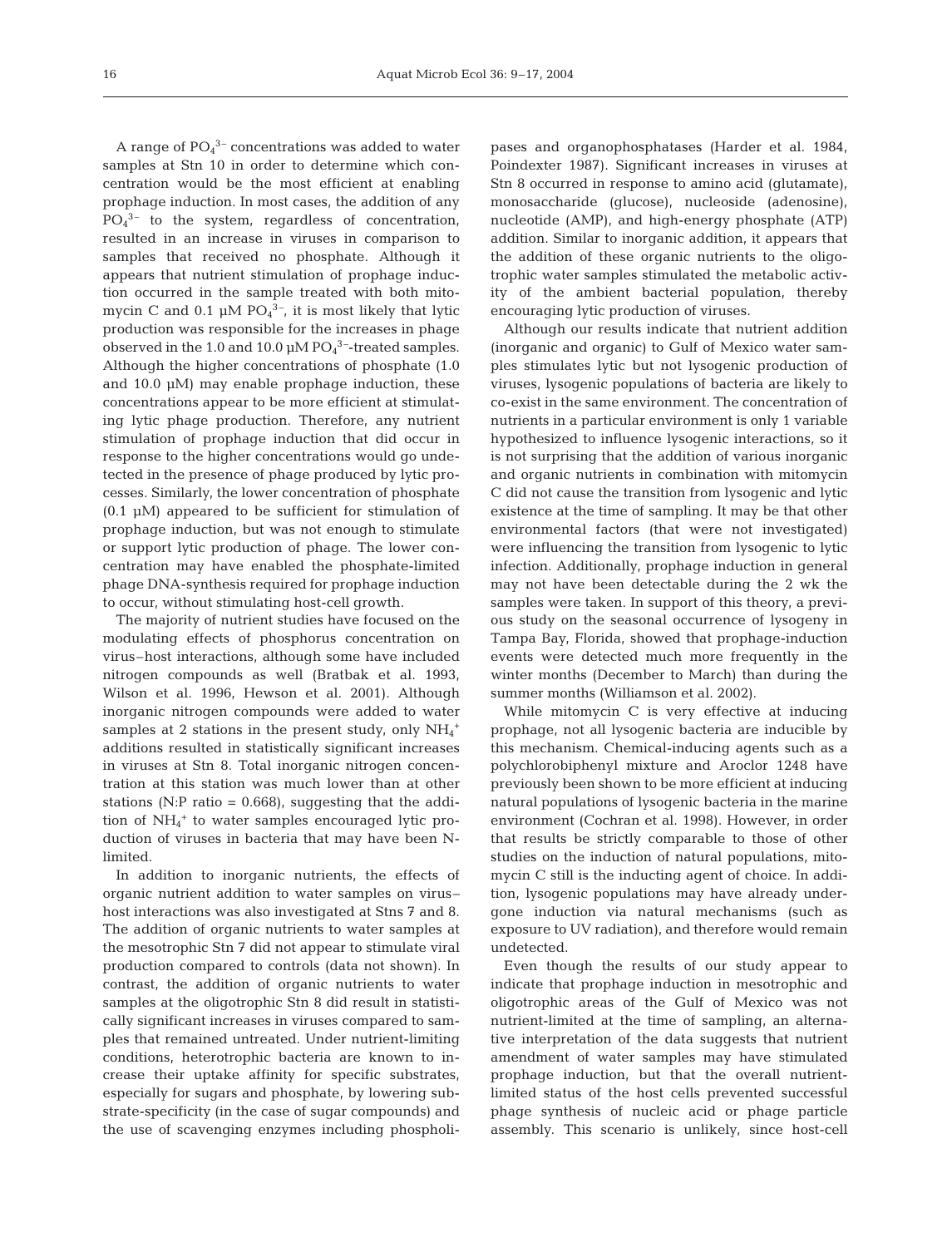A range of $PO_4^{3-}$ concentrations was added to water samples at Stn 10 in order to determine which concentration would be the most efficient at enabling prophage induction. In most cases, the addition of any $PO_4^{3-}$ to the system, regardless of concentration, resulted in an increase in viruses in comparison to samples that received no phosphate. Although it appears that nutrient stimulation of prophage induction occurred in the sample treated with both mitomycin C and 0.1 µM $PO_4^{3-}$, it is most likely that lytic production was responsible for the increases in phage observed in the 1.0 and 10.0 µM $PO_4^{3-}$-treated samples. Although the higher concentrations of phosphate (1.0 and 10.0 µM) may enable prophage induction, these concentrations appear to be more efficient at stimulating lytic phage production. Therefore, any nutrient stimulation of prophage induction that did occur in response to the higher concentrations would go undetected in the presence of phage produced by lytic processes. Similarly, the lower concentration of phosphate (0.1 µM) appeared to be sufficient for stimulation of prophage induction, but was not enough to stimulate or support lytic production of phage. The lower concentration may have enabled the phosphate-limited phage DNA-synthesis required for prophage induction to occur, without stimulating host-cell growth.

The majority of nutrient studies have focused on the modulating effects of phosphorus concentration on virus–host interactions, although some have included nitrogen compounds as well (Bratbak et al. 1993, Wilson et al. 1996, Hewson et al. 2001). Although inorganic nitrogen compounds were added to water samples at 2 stations in the present study, only $NH_4^+$ additions resulted in statistically significant increases in viruses at Stn 8. Total inorganic nitrogen concentration at this station was much lower than at other stations (N:P ratio = 0.668), suggesting that the addition of $NH_4^+$ to water samples encouraged lytic production of viruses in bacteria that may have been N-limited.

In addition to inorganic nutrients, the effects of organic nutrient addition to water samples on virus–host interactions was also investigated at Stns 7 and 8. The addition of organic nutrients to water samples at the mesotrophic Stn 7 did not appear to stimulate viral production compared to controls (data not shown). In contrast, the addition of organic nutrients to water samples at the oligotrophic Stn 8 did result in statistically significant increases in viruses compared to samples that remained untreated. Under nutrient-limiting conditions, heterotrophic bacteria are known to increase their uptake affinity for specific substrates, especially for sugars and phosphate, by lowering substrate-specificity (in the case of sugar compounds) and the use of scavenging enzymes including phospholipases and organophosphatases (Harder et al. 1984, Poindexter 1987). Significant increases in viruses at Stn 8 occurred in response to amino acid (glutamate), monosaccharide (glucose), nucleoside (adenosine), nucleotide (AMP), and high-energy phosphate (ATP) addition. Similar to inorganic addition, it appears that the addition of these organic nutrients to the oligotrophic water samples stimulated the metabolic activity of the ambient bacterial population, thereby encouraging lytic production of viruses.

Although our results indicate that nutrient addition (inorganic and organic) to Gulf of Mexico water samples stimulates lytic but not lysogenic production of viruses, lysogenic populations of bacteria are likely to co-exist in the same environment. The concentration of nutrients in a particular environment is only 1 variable hypothesized to influence lysogenic interactions, so it is not surprising that the addition of various inorganic and organic nutrients in combination with mitomycin C did not cause the transition from lysogenic and lytic existence at the time of sampling. It may be that other environmental factors (that were not investigated) were influencing the transition from lysogenic to lytic infection. Additionally, prophage induction in general may not have been detectable during the 2 wk the samples were taken. In support of this theory, a previous study on the seasonal occurrence of lysogeny in Tampa Bay, Florida, showed that prophage-induction events were detected much more frequently in the winter months (December to March) than during the summer months (Williamson et al. 2002).

While mitomycin C is very effective at inducing prophage, not all lysogenic bacteria are inducible by this mechanism. Chemical-inducing agents such as a polychlorobiphenyl mixture and Aroclor 1248 have previously been shown to be more efficient at inducing natural populations of lysogenic bacteria in the marine environment (Cochran et al. 1998). However, in order that results be strictly comparable to those of other studies on the induction of natural populations, mitomycin C still is the inducting agent of choice. In addition, lysogenic populations may have already undergone induction via natural mechanisms (such as exposure to UV radiation), and therefore would remain undetected.

Even though the results of our study appear to indicate that prophage induction in mesotrophic and oligotrophic areas of the Gulf of Mexico was not nutrient-limited at the time of sampling, an alternative interpretation of the data suggests that nutrient amendment of water samples may have stimulated prophage induction, but that the overall nutrient-limited status of the host cells prevented successful phage synthesis of nucleic acid or phage particle assembly. This scenario is unlikely, since host-cell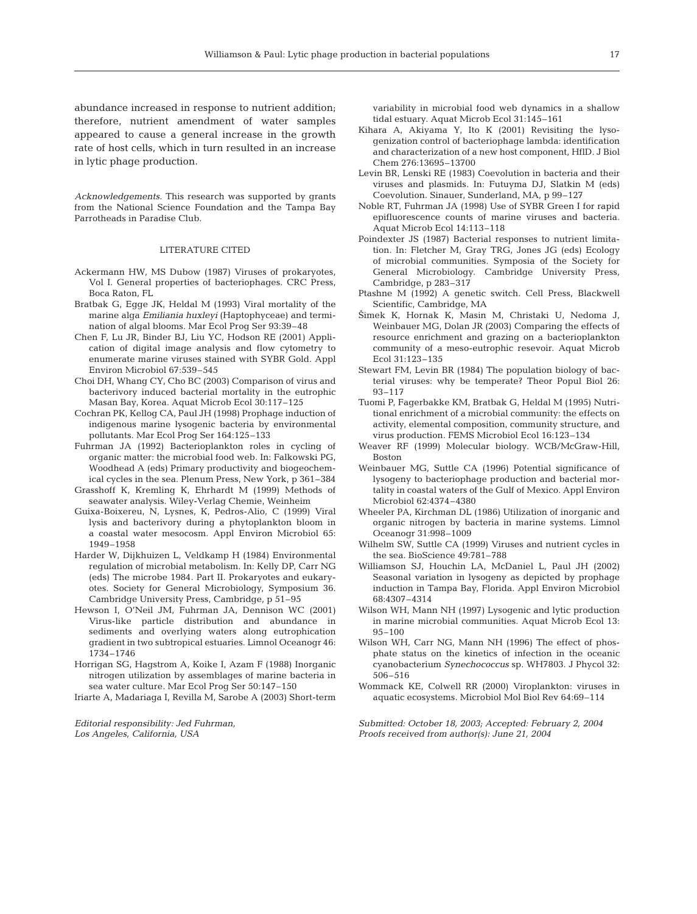abundance increased in response to nutrient addition; therefore, nutrient amendment of water samples appeared to cause a general increase in the growth rate of host cells, which in turn resulted in an increase in lytic phage production.

*Acknowledgements.* This research was supported by grants from the National Science Foundation and the Tampa Bay Parrotheads in Paradise Club.

## LITERATURE CITED

Ackermann HW, MS Dubow (1987) Viruses of prokaryotes, Vol I. General properties of bacteriophages. CRC Press, Boca Raton, FL

Bratbak G, Egge JK, Heldal M (1993) Viral mortality of the marine alga *Emiliania huxleyi* (Haptophyceae) and termination of algal blooms. Mar Ecol Prog Ser 93:39–48

Chen F, Lu JR, Binder BJ, Liu YC, Hodson RE (2001) Application of digital image analysis and flow cytometry to enumerate marine viruses stained with SYBR Gold. Appl Environ Microbiol 67:539–545

Choi DH, Whang CY, Cho BC (2003) Comparison of virus and bacterivory induced bacterial mortality in the eutrophic Masan Bay, Korea. Aquat Microb Ecol 30:117–125

Cochran PK, Kellog CA, Paul JH (1998) Prophage induction of indigenous marine lysogenic bacteria by environmental pollutants. Mar Ecol Prog Ser 164:125–133

Fuhrman JA (1992) Bacterioplankton roles in cycling of organic matter: the microbial food web. In: Falkowski PG, Woodhead A (eds) Primary productivity and biogeochemical cycles in the sea. Plenum Press, New York, p 361–384

Grasshoff K, Kremling K, Ehrhardt M (1999) Methods of seawater analysis. Wiley-Verlag Chemie, Weinheim

Guixa-Boixereu, N, Lysnes, K, Pedros-Alio, C (1999) Viral lysis and bacterivory during a phytoplankton bloom in a coastal water mesocosm. Appl Environ Microbiol 65: 1949–1958

Harder W, Dijkhuizen L, Veldkamp H (1984) Environmental regulation of microbial metabolism. In: Kelly DP, Carr NG (eds) The microbe 1984. Part II. Prokaryotes and eukaryotes. Society for General Microbiology, Symposium 36. Cambridge University Press, Cambridge, p 51–95

Hewson I, O'Neil JM, Fuhrman JA, Dennison WC (2001) Virus-like particle distribution and abundance in sediments and overlying waters along eutrophication gradient in two subtropical estuaries. Limnol Oceanogr 46: 1734–1746

Horrigan SG, Hagstrom A, Koike I, Azam F (1988) Inorganic nitrogen utilization by assemblages of marine bacteria in sea water culture. Mar Ecol Prog Ser 50:147–150

Iriarte A, Madariaga I, Revilla M, Sarobe A (2003) Short-term variability in microbial food web dynamics in a shallow tidal estuary. Aquat Microb Ecol 31:145–161

Kihara A, Akiyama Y, Ito K (2001) Revisiting the lysogenization control of bacteriophage lambda: identification and characterization of a new host component, HflD. J Biol Chem 276:13695–13700

Levin BR, Lenski RE (1983) Coevolution in bacteria and their viruses and plasmids. In: Futuyma DJ, Slatkin M (eds) Coevolution. Sinauer, Sunderland, MA, p 99–127

Noble RT, Fuhrman JA (1998) Use of SYBR Green I for rapid epifluorescence counts of marine viruses and bacteria. Aquat Microb Ecol 14:113–118

Poindexter JS (1987) Bacterial responses to nutrient limitation. In: Fletcher M, Gray TRG, Jones JG (eds) Ecology of microbial communities. Symposia of the Society for General Microbiology. Cambridge University Press, Cambridge, p 283–317

Ptashne M (1992) A genetic switch. Cell Press, Blackwell Scientific, Cambridge, MA

Šimek K, Hornak K, Masin M, Christaki U, Nedoma J, Weinbauer MG, Dolan JR (2003) Comparing the effects of resource enrichment and grazing on a bacterioplankton community of a meso-eutrophic resevoir. Aquat Microb Ecol 31:123–135

Stewart FM, Levin BR (1984) The population biology of bacterial viruses: why be temperate? Theor Popul Biol 26: 93–117

Tuomi P, Fagerbakke KM, Bratbak G, Heldal M (1995) Nutritional enrichment of a microbial community: the effects on activity, elemental composition, community structure, and virus production. FEMS Microbiol Ecol 16:123–134

Weaver RF (1999) Molecular biology. WCB/McGraw-Hill, Boston

Weinbauer MG, Suttle CA (1996) Potential significance of lysogeny to bacteriophage production and bacterial mortality in coastal waters of the Gulf of Mexico. Appl Environ Microbiol 62:4374–4380

Wheeler PA, Kirchman DL (1986) Utilization of inorganic and organic nitrogen by bacteria in marine systems. Limnol Oceanogr 31:998–1009

Wilhelm SW, Suttle CA (1999) Viruses and nutrient cycles in the sea. BioScience 49:781–788

Williamson SJ, Houchin LA, McDaniel L, Paul JH (2002) Seasonal variation in lysogeny as depicted by prophage induction in Tampa Bay, Florida. Appl Environ Microbiol 68:4307–4314

Wilson WH, Mann NH (1997) Lysogenic and lytic production in marine microbial communities. Aquat Microb Ecol 13: 95–100

Wilson WH, Carr NG, Mann NH (1996) The effect of phosphate status on the kinetics of infection in the oceanic cyanobacterium *Synechococcus* sp. WH7803. J Phycol 32: 506–516

Wommack KE, Colwell RR (2000) Viroplankton: viruses in aquatic ecosystems. Microbiol Mol Biol Rev 64:69–114

*Editorial responsibility: Jed Fuhrman, Los Angeles, California, USA*

*Submitted: October 18, 2003; Accepted: February 2, 2004*
*Proofs received from author(s): June 21, 2004*